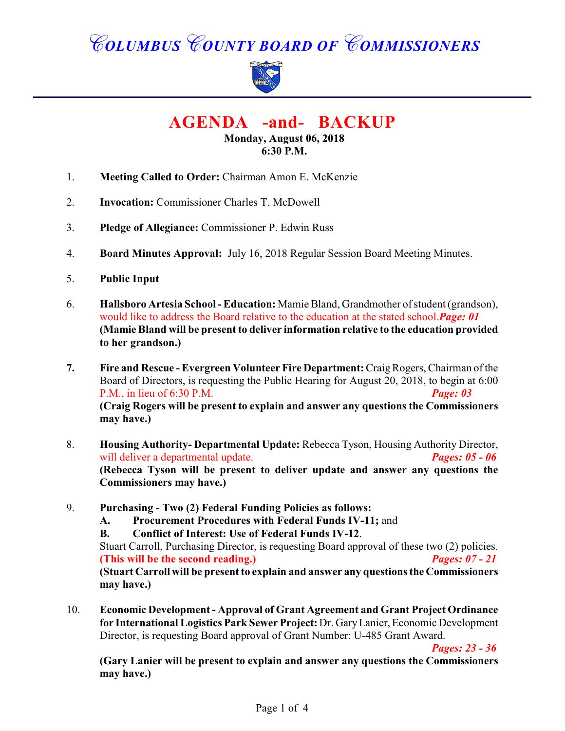# COLUMBUS COUNTY BOARD OF COMMISSIONERS

## AGENDA -and- BACKUP

**Monday, August 06, 2018**
**6:30 P.M.**

1. **Meeting Called to Order:** Chairman Amon E. McKenzie

2. **Invocation:** Commissioner Charles T. McDowell

3. **Pledge of Allegiance:** Commissioner P. Edwin Russ

4. **Board Minutes Approval:** July 16, 2018 Regular Session Board Meeting Minutes.

5. **Public Input**

6. **Hallsboro Artesia School - Education:** Mamie Bland, Grandmother of student (grandson), would like to address the Board relative to the education at the stated school. ***Page: 01***
   **(Mamie Bland will be present to deliver information relative to the education provided to her grandson.)**

7. **Fire and Rescue - Evergreen Volunteer Fire Department:** Craig Rogers, Chairman of the Board of Directors, is requesting the Public Hearing for August 20, 2018, to begin at 6:00 P.M., in lieu of 6:30 P.M. ***Page: 03***
   **(Craig Rogers will be present to explain and answer any questions the Commissioners may have.)**

8. **Housing Authority- Departmental Update:** Rebecca Tyson, Housing Authority Director, will deliver a departmental update. ***Pages: 05 - 06***
   **(Rebecca Tyson will be present to deliver update and answer any questions the Commissioners may have.)**

9. **Purchasing - Two (2) Federal Funding Policies as follows:**
   **A. Procurement Procedures with Federal Funds IV-11;** and
   **B. Conflict of Interest: Use of Federal Funds IV-12**.
   Stuart Carroll, Purchasing Director, is requesting Board approval of these two (2) policies.
   **(This will be the second reading.)** ***Pages: 07 - 21***
   **(Stuart Carroll will be present to explain and answer any questions the Commissioners may have.)**

10. **Economic Development - Approval of Grant Agreement and Grant Project Ordinance for International Logistics Park Sewer Project:** Dr. Gary Lanier, Economic Development Director, is requesting Board approval of Grant Number: U-485 Grant Award. ***Pages: 23 - 36***
    **(Gary Lanier will be present to explain and answer any questions the Commissioners may have.)**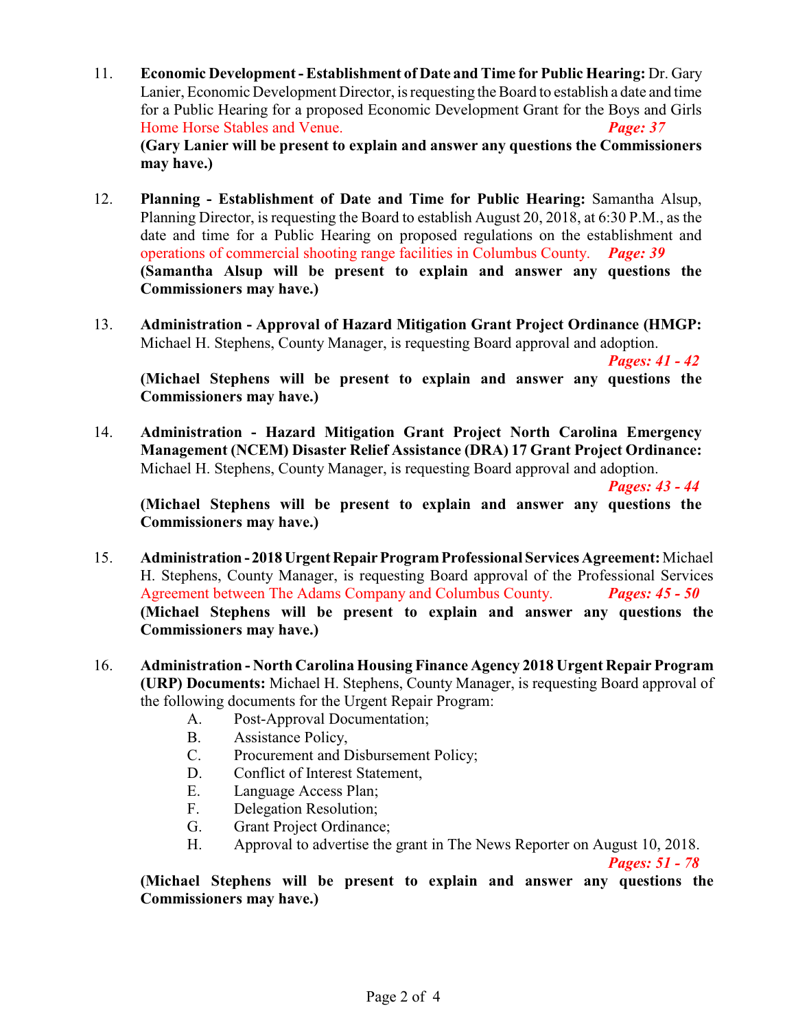11. **Economic Development - Establishment of Date and Time for Public Hearing:** Dr. Gary Lanier, Economic Development Director, is requesting the Board to establish a date and time for a Public Hearing for a proposed Economic Development Grant for the Boys and Girls Home Horse Stables and Venue. ***Page: 37***
    **(Gary Lanier will be present to explain and answer any questions the Commissioners may have.)**

12. **Planning - Establishment of Date and Time for Public Hearing:** Samantha Alsup, Planning Director, is requesting the Board to establish August 20, 2018, at 6:30 P.M., as the date and time for a Public Hearing on proposed regulations on the establishment and operations of commercial shooting range facilities in Columbus County. ***Page: 39***
    **(Samantha Alsup will be present to explain and answer any questions the Commissioners may have.)**

13. **Administration - Approval of Hazard Mitigation Grant Project Ordinance (HMGP:** Michael H. Stephens, County Manager, is requesting Board approval and adoption. ***Pages: 41 - 42***
    **(Michael Stephens will be present to explain and answer any questions the Commissioners may have.)**

14. **Administration - Hazard Mitigation Grant Project North Carolina Emergency Management (NCEM) Disaster Relief Assistance (DRA) 17 Grant Project Ordinance:** Michael H. Stephens, County Manager, is requesting Board approval and adoption. ***Pages: 43 - 44***
    **(Michael Stephens will be present to explain and answer any questions the Commissioners may have.)**

15. **Administration - 2018 Urgent Repair Program Professional Services Agreement:** Michael H. Stephens, County Manager, is requesting Board approval of the Professional Services Agreement between The Adams Company and Columbus County. ***Pages: 45 - 50***
    **(Michael Stephens will be present to explain and answer any questions the Commissioners may have.)**

16. **Administration - North Carolina Housing Finance Agency 2018 Urgent Repair Program (URP) Documents:** Michael H. Stephens, County Manager, is requesting Board approval of the following documents for the Urgent Repair Program:
    - A. Post-Approval Documentation;
    - B. Assistance Policy,
    - C. Procurement and Disbursement Policy;
    - D. Conflict of Interest Statement,
    - E. Language Access Plan;
    - F. Delegation Resolution;
    - G. Grant Project Ordinance;
    - H. Approval to advertise the grant in The News Reporter on August 10, 2018.

    ***Pages: 51 - 78***

    **(Michael Stephens will be present to explain and answer any questions the Commissioners may have.)**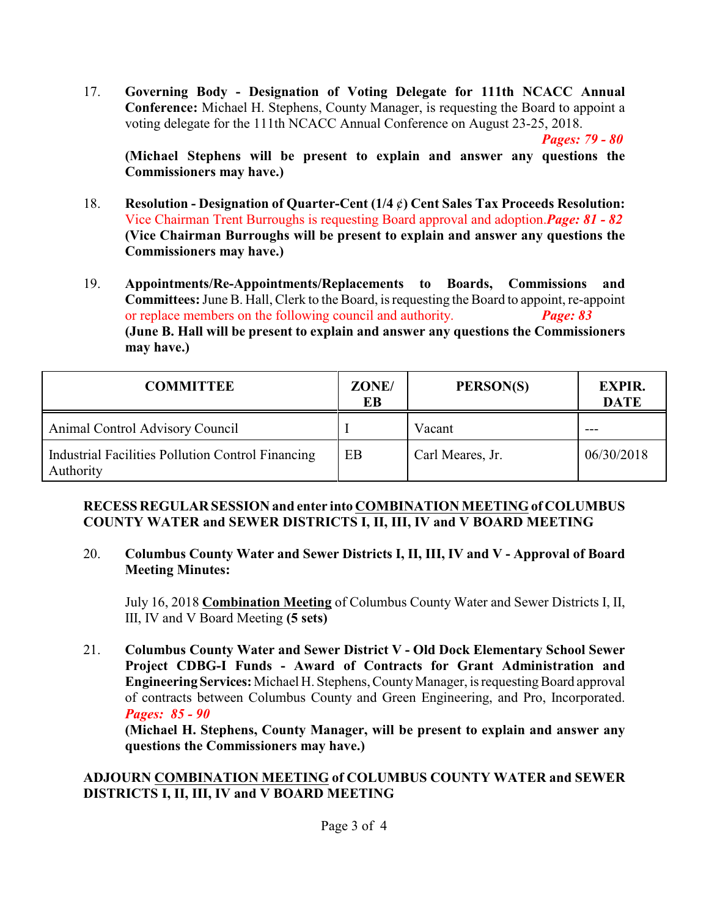17. **Governing Body - Designation of Voting Delegate for 111th NCACC Annual Conference:** Michael H. Stephens, County Manager, is requesting the Board to appoint a voting delegate for the 111th NCACC Annual Conference on August 23-25, 2018.
    ***Pages: 79 - 80***
    **(Michael Stephens will be present to explain and answer any questions the Commissioners may have.)**

18. **Resolution - Designation of Quarter-Cent (1/4 ¢) Cent Sales Tax Proceeds Resolution:** Vice Chairman Trent Burroughs is requesting Board approval and adoption. ***Page: 81 - 82***
    **(Vice Chairman Burroughs will be present to explain and answer any questions the Commissioners may have.)**

19. **Appointments/Re-Appointments/Replacements to Boards, Commissions and Committees:** June B. Hall, Clerk to the Board, is requesting the Board to appoint, re-appoint or replace members on the following council and authority. ***Page: 83***
    **(June B. Hall will be present to explain and answer any questions the Commissioners may have.)**

| COMMITTEE | ZONE/ EB | PERSON(S) | EXPIR. DATE |
|---|---|---|---|
| Animal Control Advisory Council | I | Vacant | --- |
| Industrial Facilities Pollution Control Financing Authority | EB | Carl Meares, Jr. | 06/30/2018 |

**RECESS REGULAR SESSION and enter into COMBINATION MEETING of COLUMBUS COUNTY WATER and SEWER DISTRICTS I, II, III, IV and V BOARD MEETING**

20. **Columbus County Water and Sewer Districts I, II, III, IV and V - Approval of Board Meeting Minutes:**

    July 16, 2018 **Combination Meeting** of Columbus County Water and Sewer Districts I, II, III, IV and V Board Meeting **(5 sets)**

21. **Columbus County Water and Sewer District V - Old Dock Elementary School Sewer Project CDBG-I Funds - Award of Contracts for Grant Administration and Engineering Services:** Michael H. Stephens, County Manager, is requesting Board approval of contracts between Columbus County and Green Engineering, and Pro, Incorporated.
    ***Pages: 85 - 90***
    **(Michael H. Stephens, County Manager, will be present to explain and answer any questions the Commissioners may have.)**

**ADJOURN COMBINATION MEETING of COLUMBUS COUNTY WATER and SEWER DISTRICTS I, II, III, IV and V BOARD MEETING**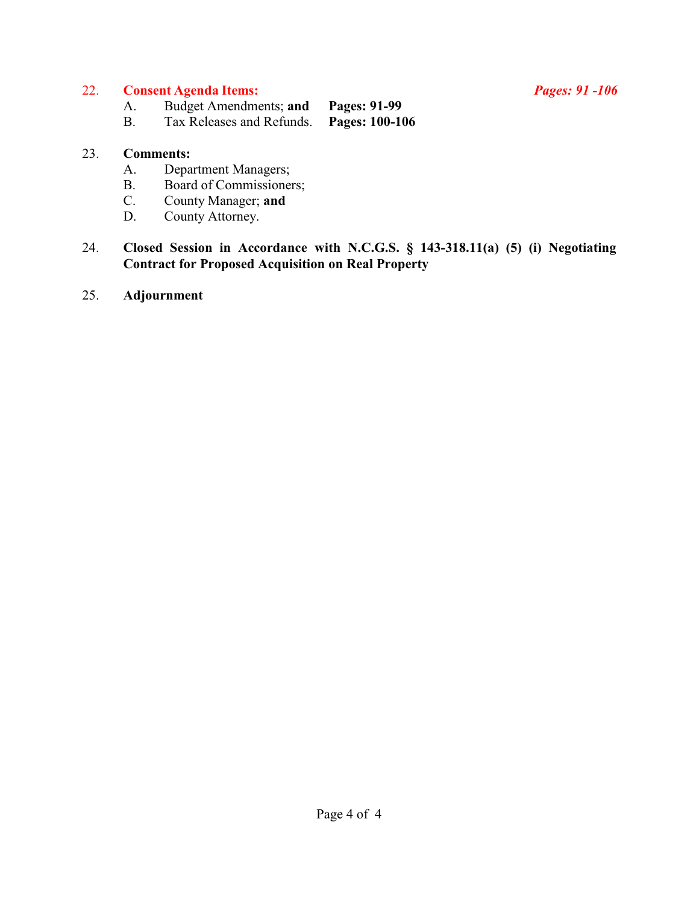22. **Consent Agenda Items:** ***Pages: 91 -106***

    A. Budget Amendments; **and** **Pages: 91-99**

    B. Tax Releases and Refunds. **Pages: 100-106**

23. **Comments:**

    A. Department Managers;

    B. Board of Commissioners;

    C. County Manager; **and**

    D. County Attorney.

24. **Closed Session in Accordance with N.C.G.S. § 143-318.11(a) (5) (i) Negotiating Contract for Proposed Acquisition on Real Property**

25. **Adjournment**